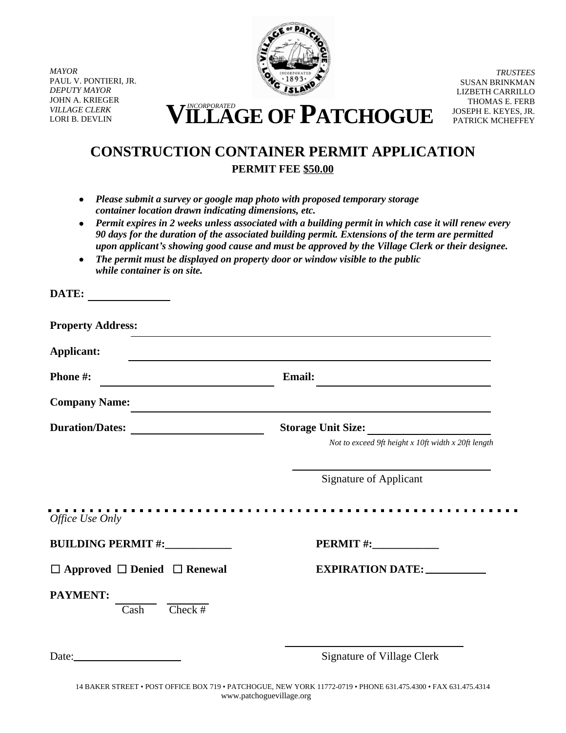*MAYOR*
PAUL V. PONTIERI, JR.
*DEPUTY MAYOR*
JOHN A. KRIEGER
*VILLAGE CLERK*
LORI B. DEVLIN

*INCORPORATED*
# VILLAGE OF PATCHOGUE

*TRUSTEES*
SUSAN BRINKMAN
LIZBETH CARRILLO
THOMAS E. FERB
JOSEPH E. KEYES, JR.
PATRICK MCHEFFEY

## CONSTRUCTION CONTAINER PERMIT APPLICATION

**PERMIT FEE $50.00**

- ***Please submit a survey or google map photo with proposed temporary storage container location drawn indicating dimensions, etc.***
- ***Permit expires in 2 weeks unless associated with a building permit in which case it will renew every 90 days for the duration of the associated building permit. Extensions of the term are permitted upon applicant's showing good cause and must be approved by the Village Clerk or their designee.***
- ***The permit must be displayed on property door or window visible to the public while container is on site.***

**DATE:** ______________

**Property Address:** ____________________________________________

**Applicant:** ____________________________________________

**Phone #:** ______________________ **Email:** ______________________

**Company Name:** ____________________________________________

**Duration/Dates:** ______________________ **Storage Unit Size:** ______________________

*Not to exceed 9ft height x 10ft width x 20ft length*

______________________
Signature of Applicant

---

*Office Use Only*

**BUILDING PERMIT #:**____________ **PERMIT #:**____________

☐ **Approved** ☐ **Denied** ☐ **Renewal** **EXPIRATION DATE:** ___________

**PAYMENT:** _______ Cash _______ Check #

Date: ______________________

______________________
Signature of Village Clerk

14 BAKER STREET • POST OFFICE BOX 719 • PATCHOGUE, NEW YORK 11772-0719 • PHONE 631.475.4300 • FAX 631.475.4314
www.patchoguevillage.org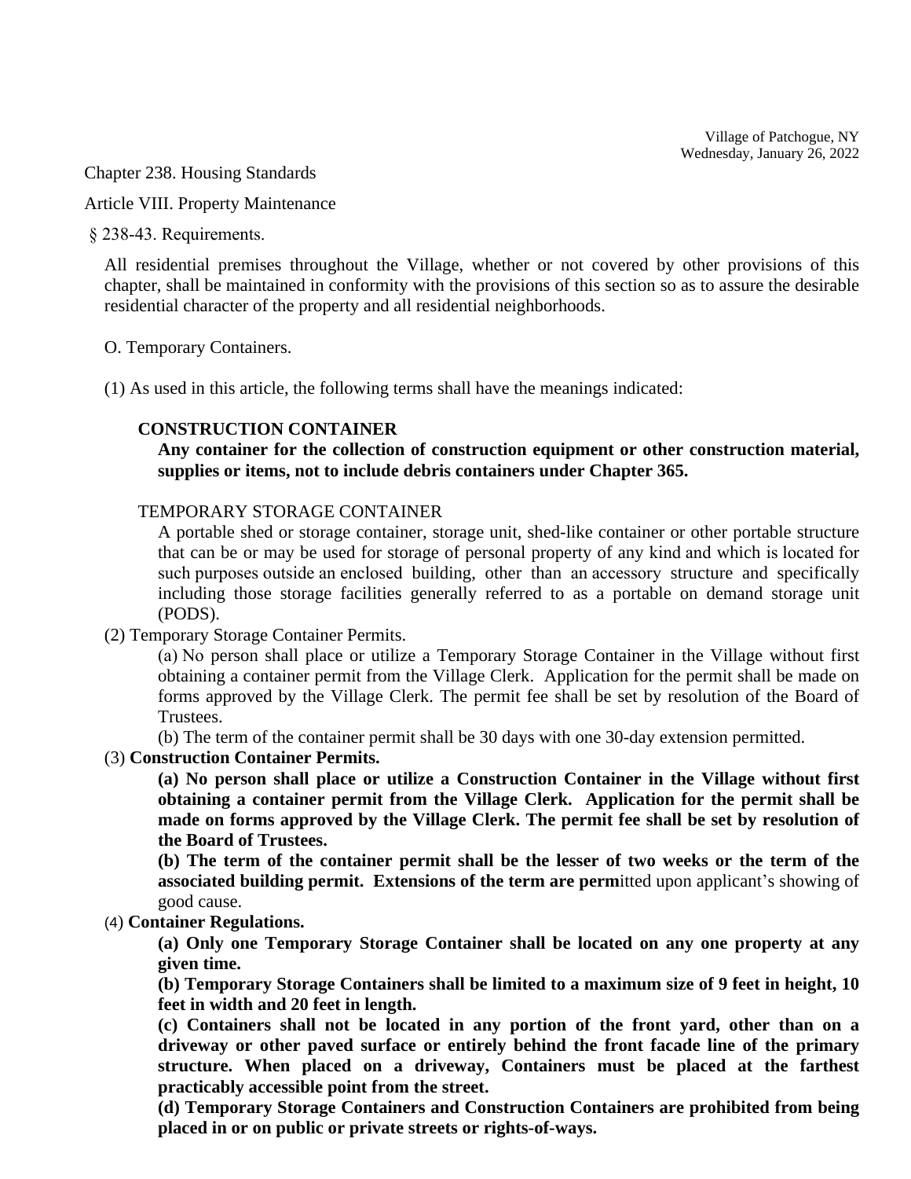Village of Patchogue, NY
Wednesday, January 26, 2022

Chapter 238. Housing Standards

Article VIII. Property Maintenance

§ 238-43. Requirements.

All residential premises throughout the Village, whether or not covered by other provisions of this chapter, shall be maintained in conformity with the provisions of this section so as to assure the desirable residential character of the property and all residential neighborhoods.

O. Temporary Containers.

(1) As used in this article, the following terms shall have the meanings indicated:

**CONSTRUCTION CONTAINER**

**Any container for the collection of construction equipment or other construction material, supplies or items, not to include debris containers under Chapter 365.**

TEMPORARY STORAGE CONTAINER

A portable shed or storage container, storage unit, shed-like container or other portable structure that can be or may be used for storage of personal property of any kind and which is located for such purposes outside an enclosed building, other than an accessory structure and specifically including those storage facilities generally referred to as a portable on demand storage unit (PODS).

(2) Temporary Storage Container Permits.

(a) No person shall place or utilize a Temporary Storage Container in the Village without first obtaining a container permit from the Village Clerk. Application for the permit shall be made on forms approved by the Village Clerk. The permit fee shall be set by resolution of the Board of Trustees.

(b) The term of the container permit shall be 30 days with one 30-day extension permitted.

(3) **Construction Container Permits.**

**(a) No person shall place or utilize a Construction Container in the Village without first obtaining a container permit from the Village Clerk. Application for the permit shall be made on forms approved by the Village Clerk. The permit fee shall be set by resolution of the Board of Trustees.**

**(b) The term of the container permit shall be the lesser of two weeks or the term of the associated building permit. Extensions of the term are perm**itted upon applicant's showing of good cause.

(4) **Container Regulations.**

**(a) Only one Temporary Storage Container shall be located on any one property at any given time.**

**(b) Temporary Storage Containers shall be limited to a maximum size of 9 feet in height, 10 feet in width and 20 feet in length.**

**(c) Containers shall not be located in any portion of the front yard, other than on a driveway or other paved surface or entirely behind the front facade line of the primary structure. When placed on a driveway, Containers must be placed at the farthest practicably accessible point from the street.**

**(d) Temporary Storage Containers and Construction Containers are prohibited from being placed in or on public or private streets or rights-of-ways.**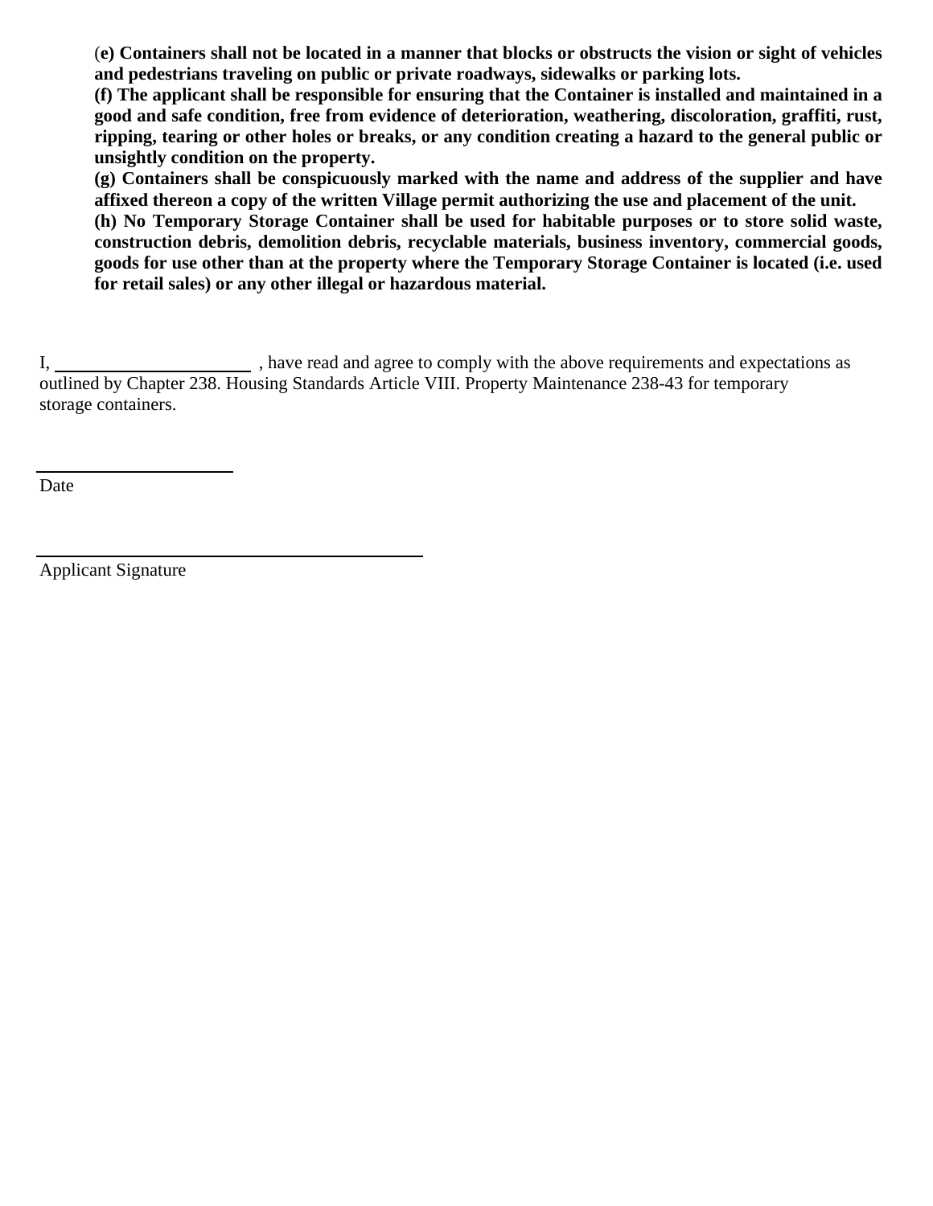**(e) Containers shall not be located in a manner that blocks or obstructs the vision or sight of vehicles and pedestrians traveling on public or private roadways, sidewalks or parking lots.**

**(f) The applicant shall be responsible for ensuring that the Container is installed and maintained in a good and safe condition, free from evidence of deterioration, weathering, discoloration, graffiti, rust, ripping, tearing or other holes or breaks, or any condition creating a hazard to the general public or unsightly condition on the property.**

**(g) Containers shall be conspicuously marked with the name and address of the supplier and have affixed thereon a copy of the written Village permit authorizing the use and placement of the unit.**

**(h) No Temporary Storage Container shall be used for habitable purposes or to store solid waste, construction debris, demolition debris, recyclable materials, business inventory, commercial goods, goods for use other than at the property where the Temporary Storage Container is located (i.e. used for retail sales) or any other illegal or hazardous material.**

I, ______________________ , have read and agree to comply with the above requirements and expectations as outlined by Chapter 238. Housing Standards Article VIII. Property Maintenance 238-43 for temporary storage containers.

______________________

Date

____________________________________________

Applicant Signature